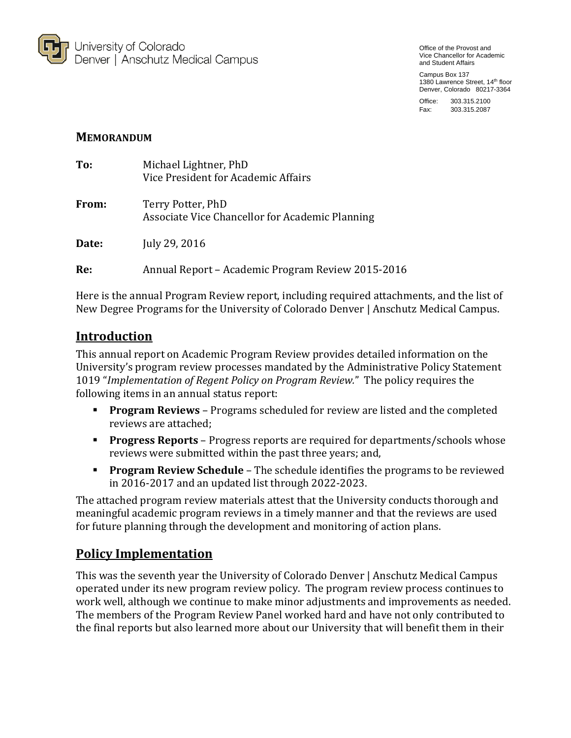University of Colorado
Denver | Anschutz Medical Campus

Office of the Provost and
Vice Chancellor for Academic
and Student Affairs

Campus Box 137
1380 Lawrence Street, 14th floor
Denver, Colorado 80217-3364

Office: 303.315.2100
Fax: 303.315.2087

## MEMORANDUM

**To:** Michael Lightner, PhD
Vice President for Academic Affairs

**From:** Terry Potter, PhD
Associate Vice Chancellor for Academic Planning

**Date:** July 29, 2016

**Re:** Annual Report – Academic Program Review 2015-2016

Here is the annual Program Review report, including required attachments, and the list of New Degree Programs for the University of Colorado Denver | Anschutz Medical Campus.

## Introduction

This annual report on Academic Program Review provides detailed information on the University's program review processes mandated by the Administrative Policy Statement 1019 "*Implementation of Regent Policy on Program Review.*" The policy requires the following items in an annual status report:

- **Program Reviews** – Programs scheduled for review are listed and the completed reviews are attached;
- **Progress Reports** – Progress reports are required for departments/schools whose reviews were submitted within the past three years; and,
- **Program Review Schedule** – The schedule identifies the programs to be reviewed in 2016-2017 and an updated list through 2022-2023.

The attached program review materials attest that the University conducts thorough and meaningful academic program reviews in a timely manner and that the reviews are used for future planning through the development and monitoring of action plans.

## Policy Implementation

This was the seventh year the University of Colorado Denver | Anschutz Medical Campus operated under its new program review policy. The program review process continues to work well, although we continue to make minor adjustments and improvements as needed. The members of the Program Review Panel worked hard and have not only contributed to the final reports but also learned more about our University that will benefit them in their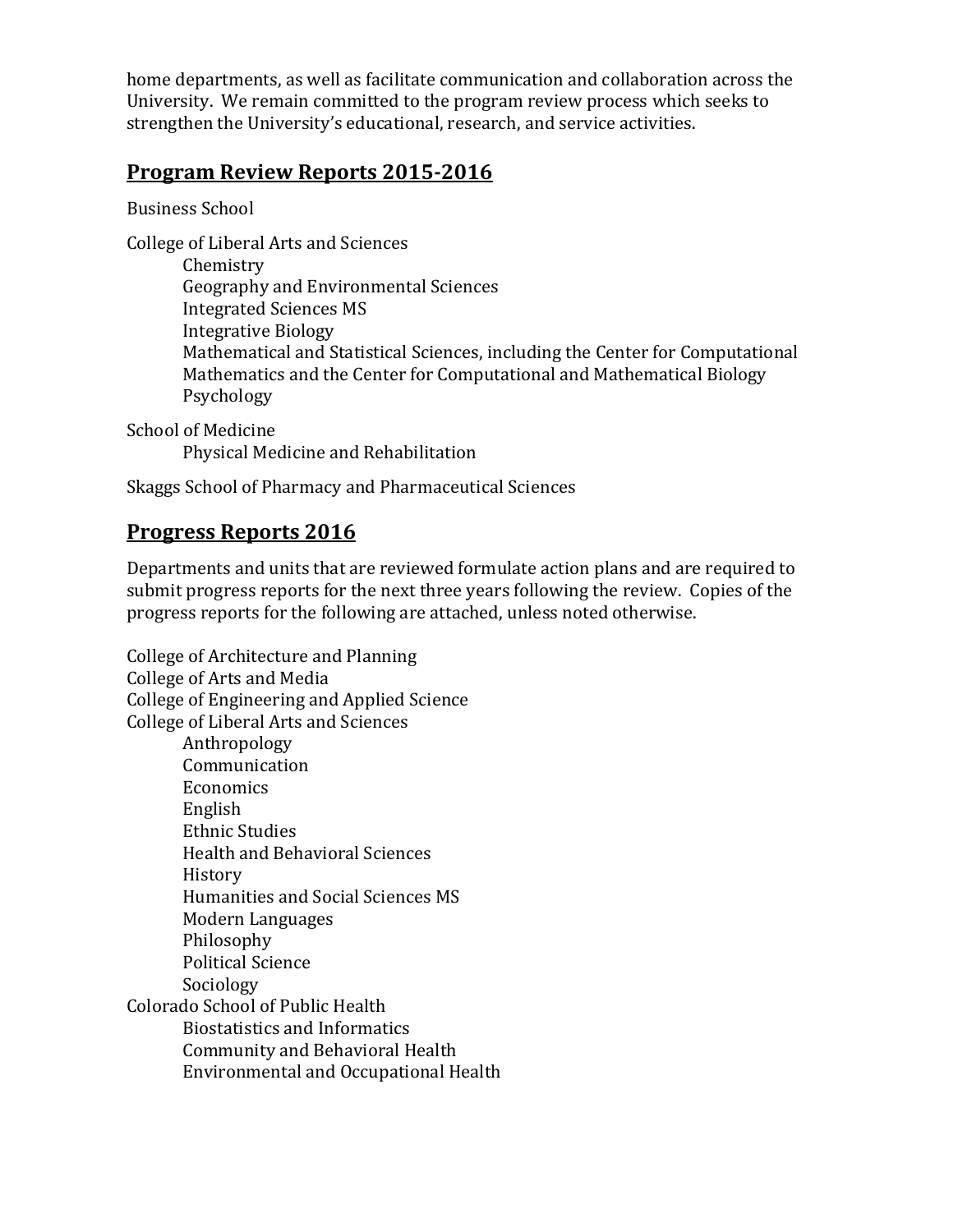home departments, as well as facilitate communication and collaboration across the University. We remain committed to the program review process which seeks to strengthen the University's educational, research, and service activities.

## Program Review Reports 2015-2016

Business School

College of Liberal Arts and Sciences

- Chemistry
- Geography and Environmental Sciences
- Integrated Sciences MS
- Integrative Biology
- Mathematical and Statistical Sciences, including the Center for Computational Mathematics and the Center for Computational and Mathematical Biology
- Psychology

School of Medicine

- Physical Medicine and Rehabilitation

Skaggs School of Pharmacy and Pharmaceutical Sciences

## Progress Reports 2016

Departments and units that are reviewed formulate action plans and are required to submit progress reports for the next three years following the review. Copies of the progress reports for the following are attached, unless noted otherwise.

College of Architecture and Planning
College of Arts and Media
College of Engineering and Applied Science
College of Liberal Arts and Sciences

- Anthropology
- Communication
- Economics
- English
- Ethnic Studies
- Health and Behavioral Sciences
- History
- Humanities and Social Sciences MS
- Modern Languages
- Philosophy
- Political Science
- Sociology

Colorado School of Public Health

- Biostatistics and Informatics
- Community and Behavioral Health
- Environmental and Occupational Health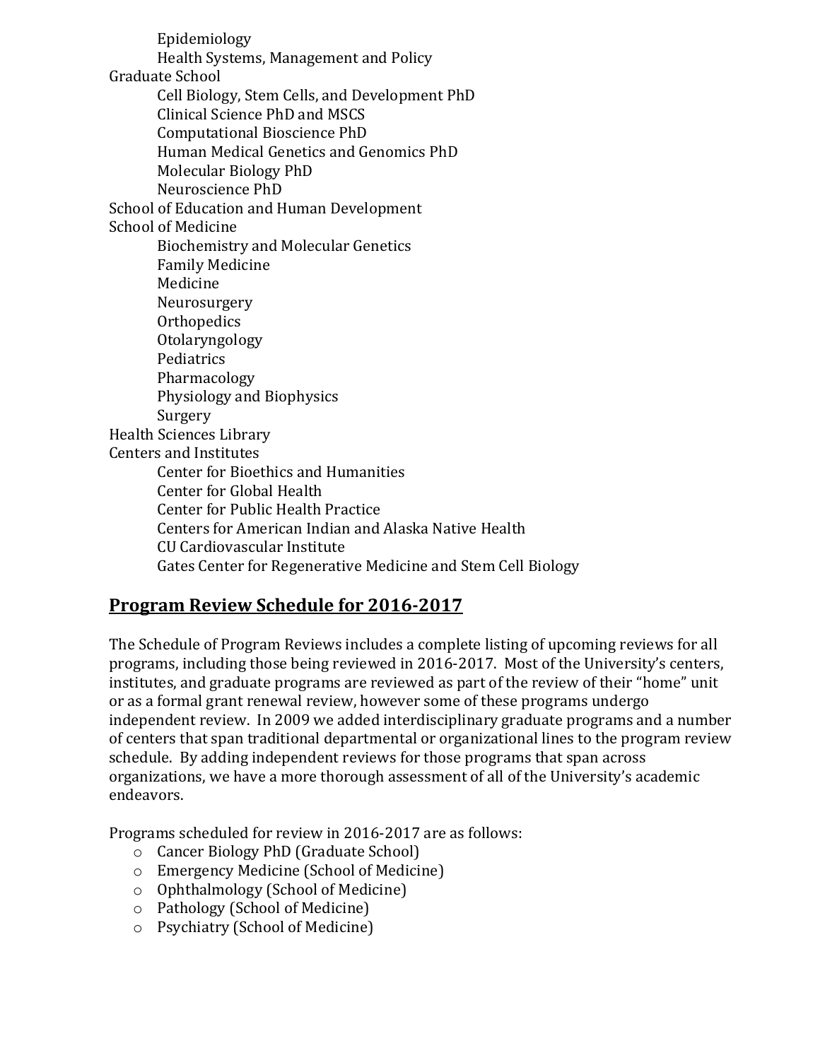- Epidemiology
- Health Systems, Management and Policy

Graduate School

- Cell Biology, Stem Cells, and Development PhD
- Clinical Science PhD and MSCS
- Computational Bioscience PhD
- Human Medical Genetics and Genomics PhD
- Molecular Biology PhD
- Neuroscience PhD

School of Education and Human Development

School of Medicine

- Biochemistry and Molecular Genetics
- Family Medicine
- Medicine
- Neurosurgery
- Orthopedics
- Otolaryngology
- Pediatrics
- Pharmacology
- Physiology and Biophysics
- Surgery

Health Sciences Library

Centers and Institutes

- Center for Bioethics and Humanities
- Center for Global Health
- Center for Public Health Practice
- Centers for American Indian and Alaska Native Health
- CU Cardiovascular Institute
- Gates Center for Regenerative Medicine and Stem Cell Biology

## Program Review Schedule for 2016-2017

The Schedule of Program Reviews includes a complete listing of upcoming reviews for all programs, including those being reviewed in 2016-2017. Most of the University's centers, institutes, and graduate programs are reviewed as part of the review of their "home" unit or as a formal grant renewal review, however some of these programs undergo independent review. In 2009 we added interdisciplinary graduate programs and a number of centers that span traditional departmental or organizational lines to the program review schedule. By adding independent reviews for those programs that span across organizations, we have a more thorough assessment of all of the University's academic endeavors.

Programs scheduled for review in 2016-2017 are as follows:

- Cancer Biology PhD (Graduate School)
- Emergency Medicine (School of Medicine)
- Ophthalmology (School of Medicine)
- Pathology (School of Medicine)
- Psychiatry (School of Medicine)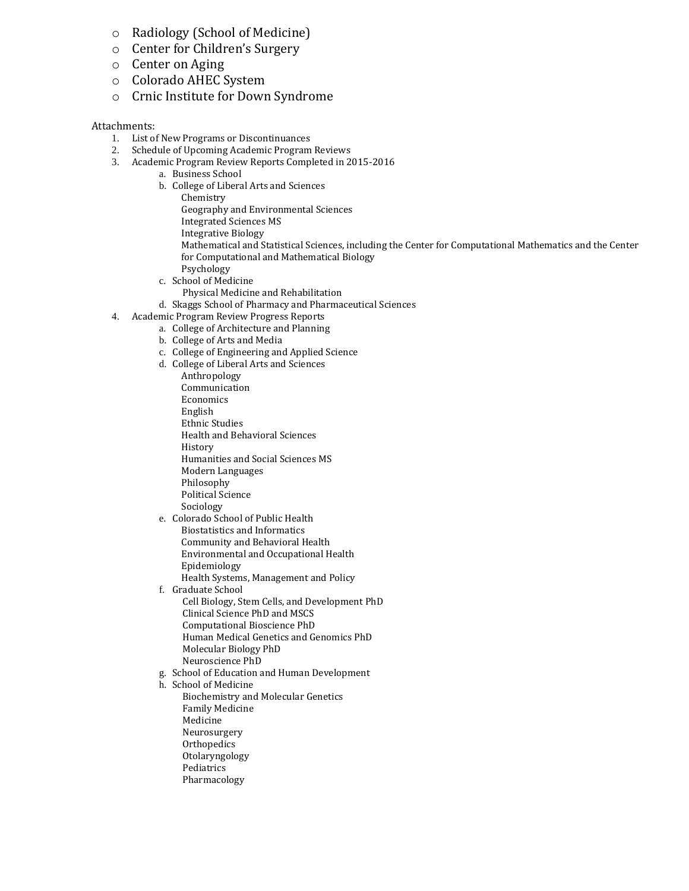- Radiology (School of Medicine)
- Center for Children's Surgery
- Center on Aging
- Colorado AHEC System
- Crnic Institute for Down Syndrome

Attachments:

1. List of New Programs or Discontinuances
2. Schedule of Upcoming Academic Program Reviews
3. Academic Program Review Reports Completed in 2015-2016
   a. Business School
   b. College of Liberal Arts and Sciences
      - Chemistry
      - Geography and Environmental Sciences
      - Integrated Sciences MS
      - Integrative Biology
      - Mathematical and Statistical Sciences, including the Center for Computational Mathematics and the Center for Computational and Mathematical Biology
      - Psychology

   c. School of Medicine
      - Physical Medicine and Rehabilitation

   d. Skaggs School of Pharmacy and Pharmaceutical Sciences
4. Academic Program Review Progress Reports
   a. College of Architecture and Planning
   b. College of Arts and Media
   c. College of Engineering and Applied Science
   d. College of Liberal Arts and Sciences
      - Anthropology
      - Communication
      - Economics
      - English
      - Ethnic Studies
      - Health and Behavioral Sciences
      - History
      - Humanities and Social Sciences MS
      - Modern Languages
      - Philosophy
      - Political Science
      - Sociology

   e. Colorado School of Public Health
      - Biostatistics and Informatics
      - Community and Behavioral Health
      - Environmental and Occupational Health
      - Epidemiology
      - Health Systems, Management and Policy

   f. Graduate School
      - Cell Biology, Stem Cells, and Development PhD
      - Clinical Science PhD and MSCS
      - Computational Bioscience PhD
      - Human Medical Genetics and Genomics PhD
      - Molecular Biology PhD
      - Neuroscience PhD

   g. School of Education and Human Development
   h. School of Medicine
      - Biochemistry and Molecular Genetics
      - Family Medicine
      - Medicine
      - Neurosurgery
      - Orthopedics
      - Otolaryngology
      - Pediatrics
      - Pharmacology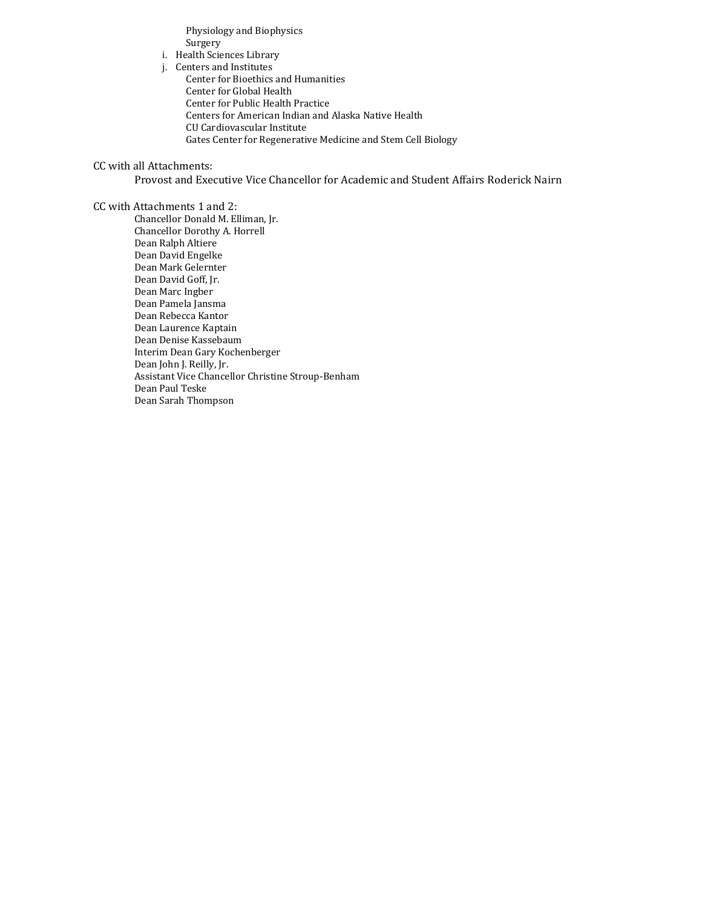Physiology and Biophysics
Surgery

i. Health Sciences Library
j. Centers and Institutes
    Center for Bioethics and Humanities
    Center for Global Health
    Center for Public Health Practice
    Centers for American Indian and Alaska Native Health
    CU Cardiovascular Institute
    Gates Center for Regenerative Medicine and Stem Cell Biology

CC with all Attachments:

Provost and Executive Vice Chancellor for Academic and Student Affairs Roderick Nairn

CC with Attachments 1 and 2:

Chancellor Donald M. Elliman, Jr.
Chancellor Dorothy A. Horrell
Dean Ralph Altiere
Dean David Engelke
Dean Mark Gelernter
Dean David Goff, Jr.
Dean Marc Ingber
Dean Pamela Jansma
Dean Rebecca Kantor
Dean Laurence Kaptain
Dean Denise Kassebaum
Interim Dean Gary Kochenberger
Dean John J. Reilly, Jr.
Assistant Vice Chancellor Christine Stroup-Benham
Dean Paul Teske
Dean Sarah Thompson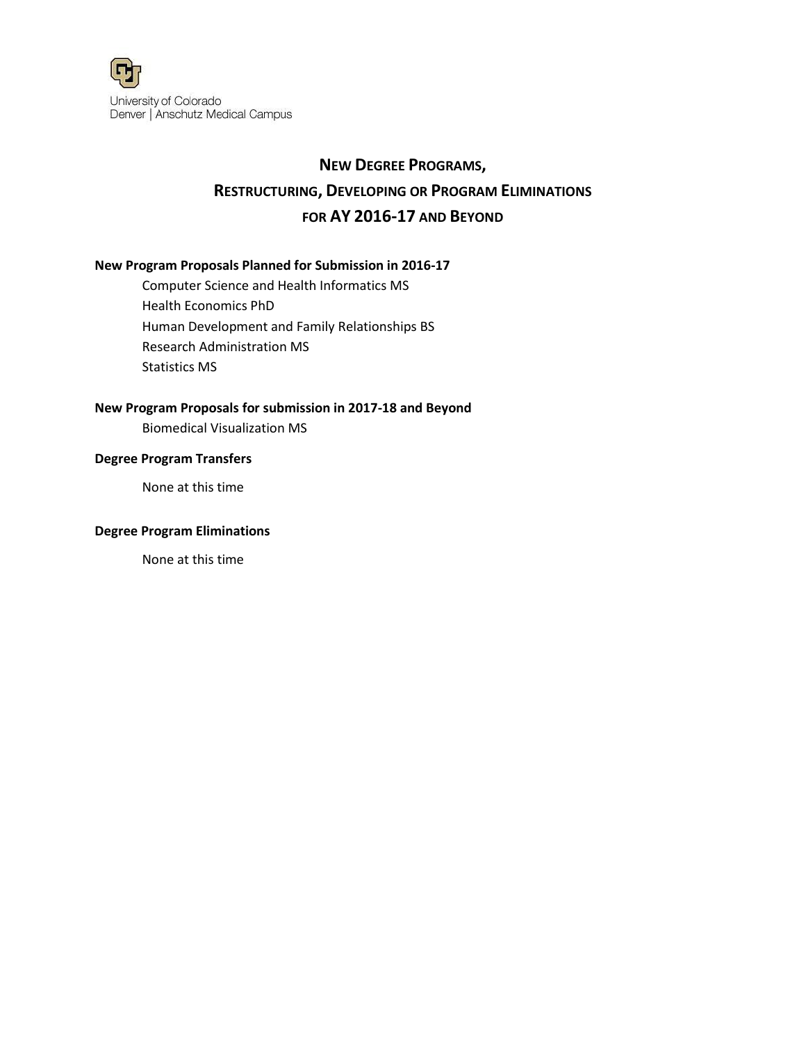University of Colorado
Denver | Anschutz Medical Campus

# NEW DEGREE PROGRAMS, RESTRUCTURING, DEVELOPING OR PROGRAM ELIMINATIONS FOR AY 2016-17 AND BEYOND

**New Program Proposals Planned for Submission in 2016-17**

- Computer Science and Health Informatics MS
- Health Economics PhD
- Human Development and Family Relationships BS
- Research Administration MS
- Statistics MS

**New Program Proposals for submission in 2017-18 and Beyond**

- Biomedical Visualization MS

**Degree Program Transfers**

None at this time

**Degree Program Eliminations**

None at this time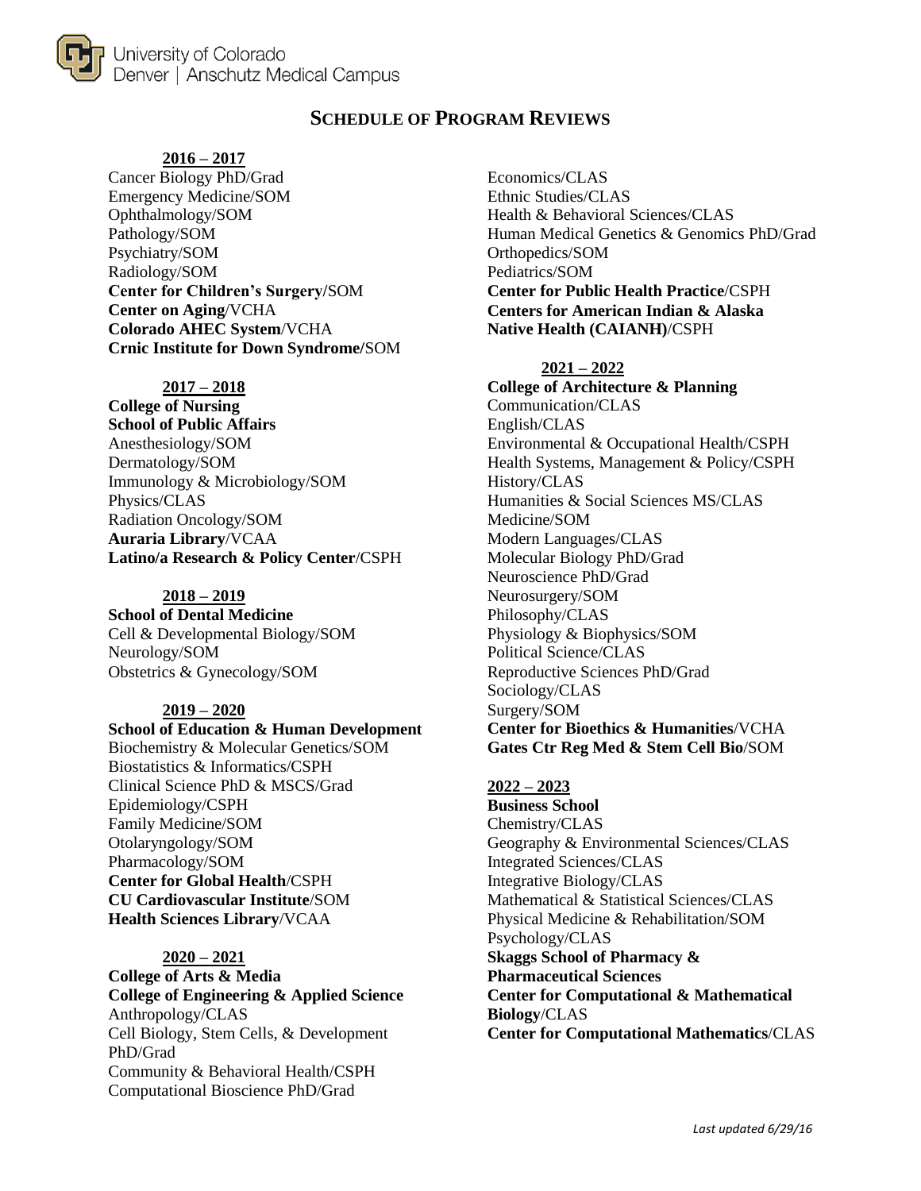# SCHEDULE OF PROGRAM REVIEWS

**2016 – 2017**

Cancer Biology PhD/Grad
Emergency Medicine/SOM
Ophthalmology/SOM
Pathology/SOM
Psychiatry/SOM
Radiology/SOM
**Center for Children's Surgery**/SOM
**Center on Aging**/VCHA
**Colorado AHEC System**/VCHA
**Crnic Institute for Down Syndrome**/SOM

**2017 – 2018**

**College of Nursing**
**School of Public Affairs**
Anesthesiology/SOM
Dermatology/SOM
Immunology & Microbiology/SOM
Physics/CLAS
Radiation Oncology/SOM
**Auraria Library**/VCAA
**Latino/a Research & Policy Center**/CSPH

**2018 – 2019**

**School of Dental Medicine**
Cell & Developmental Biology/SOM
Neurology/SOM
Obstetrics & Gynecology/SOM

**2019 – 2020**

**School of Education & Human Development**
Biochemistry & Molecular Genetics/SOM
Biostatistics & Informatics/CSPH
Clinical Science PhD & MSCS/Grad
Epidemiology/CSPH
Family Medicine/SOM
Otolaryngology/SOM
Pharmacology/SOM
**Center for Global Health**/CSPH
**CU Cardiovascular Institute**/SOM
**Health Sciences Library**/VCAA

**2020 – 2021**

**College of Arts & Media**
**College of Engineering & Applied Science**
Anthropology/CLAS
Cell Biology, Stem Cells, & Development PhD/Grad
Community & Behavioral Health/CSPH
Computational Bioscience PhD/Grad
Economics/CLAS
Ethnic Studies/CLAS
Health & Behavioral Sciences/CLAS
Human Medical Genetics & Genomics PhD/Grad
Orthopedics/SOM
Pediatrics/SOM
**Center for Public Health Practice**/CSPH
**Centers for American Indian & Alaska Native Health (CAIANH)**/CSPH

**2021 – 2022**

**College of Architecture & Planning**
Communication/CLAS
English/CLAS
Environmental & Occupational Health/CSPH
Health Systems, Management & Policy/CSPH
History/CLAS
Humanities & Social Sciences MS/CLAS
Medicine/SOM
Modern Languages/CLAS
Molecular Biology PhD/Grad
Neuroscience PhD/Grad
Neurosurgery/SOM
Philosophy/CLAS
Physiology & Biophysics/SOM
Political Science/CLAS
Reproductive Sciences PhD/Grad
Sociology/CLAS
Surgery/SOM
**Center for Bioethics & Humanities**/VCHA
**Gates Ctr Reg Med & Stem Cell Bio**/SOM

**2022 – 2023**

**Business School**
Chemistry/CLAS
Geography & Environmental Sciences/CLAS
Integrated Sciences/CLAS
Integrative Biology/CLAS
Mathematical & Statistical Sciences/CLAS
Physical Medicine & Rehabilitation/SOM
Psychology/CLAS
**Skaggs School of Pharmacy & Pharmaceutical Sciences**
**Center for Computational & Mathematical Biology**/CLAS
**Center for Computational Mathematics**/CLAS

*Last updated 6/29/16*